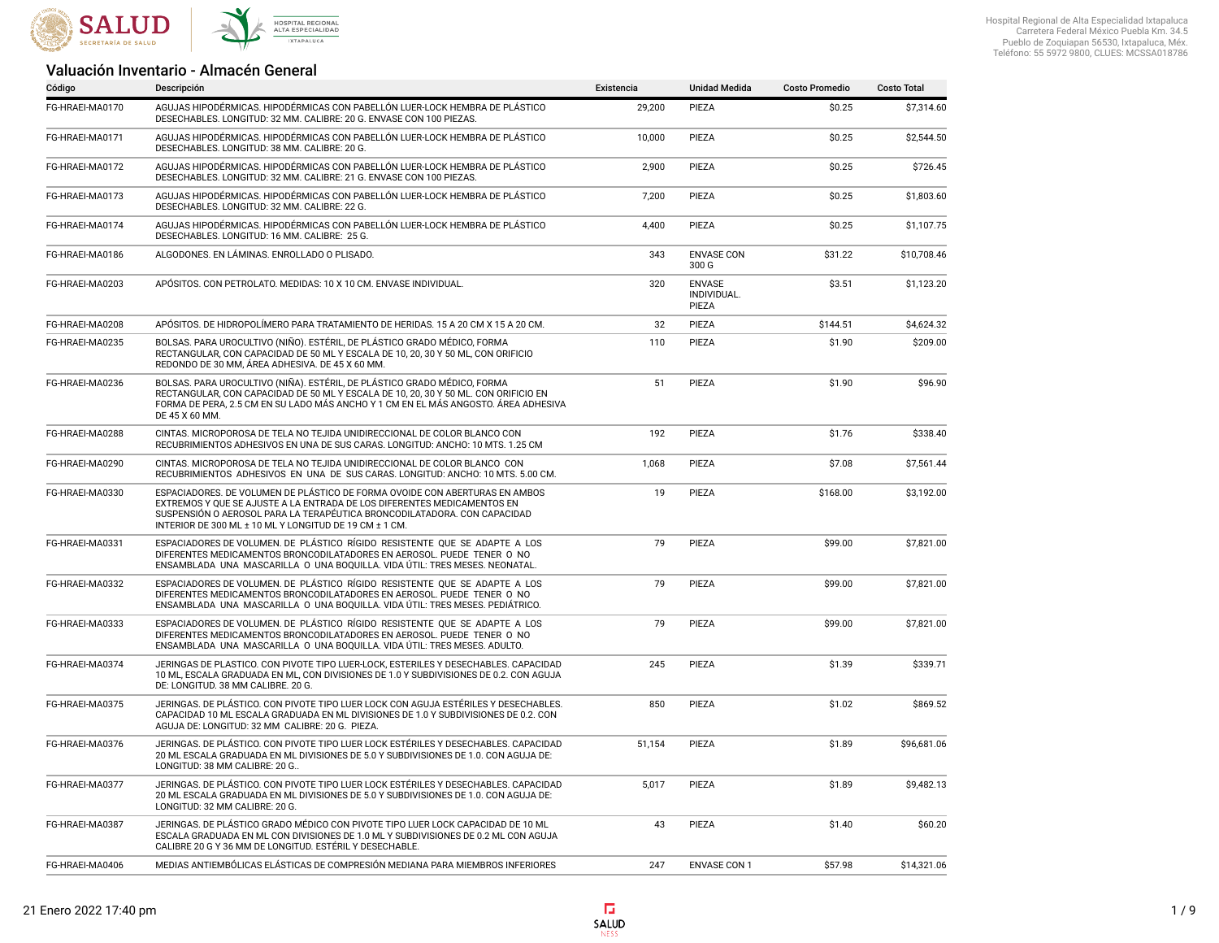Hospital Regional de Alta Especialidad Ixtapaluca
Carretera Federal México Puebla Km. 34.5
Pueblo de Zoquiapan 56530, Ixtapaluca, Méx.
Teléfono: 55 5972 9800, CLUES: MCSSA018786

# Valuación Inventario - Almacén General

| Código | Descripción | Existencia | Unidad Medida | Costo Promedio | Costo Total |
|---|---|---|---|---|---|
| FG-HRAEI-MA0170 | AGUJAS HIPODÉRMICAS. HIPODÉRMICAS CON PABELLÓN LUER-LOCK HEMBRA DE PLÁSTICO DESECHABLES. LONGITUD: 32 MM. CALIBRE: 20 G. ENVASE CON 100 PIEZAS. | 29,200 | PIEZA | $0.25 | $7,314.60 |
| FG-HRAEI-MA0171 | AGUJAS HIPODÉRMICAS. HIPODÉRMICAS CON PABELLÓN LUER-LOCK HEMBRA DE PLÁSTICO DESECHABLES. LONGITUD: 38 MM. CALIBRE: 20 G. | 10,000 | PIEZA | $0.25 | $2,544.50 |
| FG-HRAEI-MA0172 | AGUJAS HIPODÉRMICAS. HIPODÉRMICAS CON PABELLÓN LUER-LOCK HEMBRA DE PLÁSTICO DESECHABLES. LONGITUD: 32 MM. CALIBRE: 21 G. ENVASE CON 100 PIEZAS. | 2,900 | PIEZA | $0.25 | $726.45 |
| FG-HRAEI-MA0173 | AGUJAS HIPODÉRMICAS. HIPODÉRMICAS CON PABELLÓN LUER-LOCK HEMBRA DE PLÁSTICO DESECHABLES. LONGITUD: 32 MM. CALIBRE: 22 G. | 7,200 | PIEZA | $0.25 | $1,803.60 |
| FG-HRAEI-MA0174 | AGUJAS HIPODÉRMICAS. HIPODÉRMICAS CON PABELLÓN LUER-LOCK HEMBRA DE PLÁSTICO DESECHABLES. LONGITUD: 16 MM. CALIBRE: 25 G. | 4,400 | PIEZA | $0.25 | $1,107.75 |
| FG-HRAEI-MA0186 | ALGODONES. EN LÁMINAS. ENROLLADO O PLISADO. | 343 | ENVASE CON 300 G | $31.22 | $10,708.46 |
| FG-HRAEI-MA0203 | APÓSITOS. CON PETROLATO. MEDIDAS: 10 X 10 CM. ENVASE INDIVIDUAL. | 320 | ENVASE INDIVIDUAL. PIEZA | $3.51 | $1,123.20 |
| FG-HRAEI-MA0208 | APÓSITOS. DE HIDROPOLÍMERO PARA TRATAMIENTO DE HERIDAS. 15 A 20 CM X 15 A 20 CM. | 32 | PIEZA | $144.51 | $4,624.32 |
| FG-HRAEI-MA0235 | BOLSAS. PARA UROCULTIVO (NIÑO). ESTÉRIL, DE PLÁSTICO GRADO MÉDICO, FORMA RECTANGULAR, CON CAPACIDAD DE 50 ML Y ESCALA DE 10, 20, 30 Y 50 ML, CON ORIFICIO REDONDO DE 30 MM, ÁREA ADHESIVA. DE 45 X 60 MM. | 110 | PIEZA | $1.90 | $209.00 |
| FG-HRAEI-MA0236 | BOLSAS. PARA UROCULTIVO (NIÑA). ESTÉRIL, DE PLÁSTICO GRADO MÉDICO, FORMA RECTANGULAR, CON CAPACIDAD DE 50 ML Y ESCALA DE 10, 20, 30 Y 50 ML. CON ORIFICIO EN FORMA DE PERA, 2.5 CM EN SU LADO MÁS ANCHO Y 1 CM EN EL MÁS ANGOSTO. ÁREA ADHESIVA DE 45 X 60 MM. | 51 | PIEZA | $1.90 | $96.90 |
| FG-HRAEI-MA0288 | CINTAS. MICROPOROSA DE TELA NO TEJIDA UNIDIRECCIONAL DE COLOR BLANCO CON RECUBRIMIENTOS ADHESIVOS EN UNA DE SUS CARAS. LONGITUD: ANCHO: 10 MTS. 1.25 CM | 192 | PIEZA | $1.76 | $338.40 |
| FG-HRAEI-MA0290 | CINTAS. MICROPOROSA DE TELA NO TEJIDA UNIDIRECCIONAL DE COLOR BLANCO CON RECUBRIMIENTOS ADHESIVOS EN UNA DE SUS CARAS. LONGITUD: ANCHO: 10 MTS. 5.00 CM. | 1,068 | PIEZA | $7.08 | $7,561.44 |
| FG-HRAEI-MA0330 | ESPACIADORES. DE VOLUMEN DE PLÁSTICO DE FORMA OVOIDE CON ABERTURAS EN AMBOS EXTREMOS Y QUE SE AJUSTE A LA ENTRADA DE LOS DIFERENTES MEDICAMENTOS EN SUSPENSIÓN O AEROSOL PARA LA TERAPÉUTICA BRONCODILATADORA. CON CAPACIDAD INTERIOR DE 300 ML ± 10 ML Y LONGITUD DE 19 CM ± 1 CM. | 19 | PIEZA | $168.00 | $3,192.00 |
| FG-HRAEI-MA0331 | ESPACIADORES DE VOLUMEN. DE PLÁSTICO RÍGIDO RESISTENTE QUE SE ADAPTE A LOS DIFERENTES MEDICAMENTOS BRONCODILATADORES EN AEROSOL. PUEDE TENER O NO ENSAMBLADA UNA MASCARILLA O UNA BOQUILLA. VIDA ÚTIL: TRES MESES. NEONATAL. | 79 | PIEZA | $99.00 | $7,821.00 |
| FG-HRAEI-MA0332 | ESPACIADORES DE VOLUMEN. DE PLÁSTICO RÍGIDO RESISTENTE QUE SE ADAPTE A LOS DIFERENTES MEDICAMENTOS BRONCODILATADORES EN AEROSOL. PUEDE TENER O NO ENSAMBLADA UNA MASCARILLA O UNA BOQUILLA. VIDA ÚTIL: TRES MESES. PEDIÁTRICO. | 79 | PIEZA | $99.00 | $7,821.00 |
| FG-HRAEI-MA0333 | ESPACIADORES DE VOLUMEN. DE PLÁSTICO RÍGIDO RESISTENTE QUE SE ADAPTE A LOS DIFERENTES MEDICAMENTOS BRONCODILATADORES EN AEROSOL. PUEDE TENER O NO ENSAMBLADA UNA MASCARILLA O UNA BOQUILLA. VIDA ÚTIL: TRES MESES. ADULTO. | 79 | PIEZA | $99.00 | $7,821.00 |
| FG-HRAEI-MA0374 | JERINGAS DE PLASTICO. CON PIVOTE TIPO LUER-LOCK, ESTERILES Y DESECHABLES. CAPACIDAD 10 ML, ESCALA GRADUADA EN ML, CON DIVISIONES DE 1.0 Y SUBDIVISIONES DE 0.2. CON AGUJA DE: LONGITUD. 38 MM CALIBRE. 20 G. | 245 | PIEZA | $1.39 | $339.71 |
| FG-HRAEI-MA0375 | JERINGAS. DE PLÁSTICO. CON PIVOTE TIPO LUER LOCK CON AGUJA ESTÉRILES Y DESECHABLES. CAPACIDAD 10 ML ESCALA GRADUADA EN ML DIVISIONES DE 1.0 Y SUBDIVISIONES DE 0.2. CON AGUJA DE: LONGITUD: 32 MM CALIBRE: 20 G. PIEZA. | 850 | PIEZA | $1.02 | $869.52 |
| FG-HRAEI-MA0376 | JERINGAS. DE PLÁSTICO. CON PIVOTE TIPO LUER LOCK ESTÉRILES Y DESECHABLES. CAPACIDAD 20 ML ESCALA GRADUADA EN ML DIVISIONES DE 5.0 Y SUBDIVISIONES DE 1.0. CON AGUJA DE: LONGITUD: 38 MM CALIBRE: 20 G.. | 51,154 | PIEZA | $1.89 | $96,681.06 |
| FG-HRAEI-MA0377 | JERINGAS. DE PLÁSTICO. CON PIVOTE TIPO LUER LOCK ESTÉRILES Y DESECHABLES. CAPACIDAD 20 ML ESCALA GRADUADA EN ML DIVISIONES DE 5.0 Y SUBDIVISIONES DE 1.0. CON AGUJA DE: LONGITUD: 32 MM CALIBRE: 20 G. | 5,017 | PIEZA | $1.89 | $9,482.13 |
| FG-HRAEI-MA0387 | JERINGAS. DE PLÁSTICO GRADO MÉDICO CON PIVOTE TIPO LUER LOCK CAPACIDAD DE 10 ML ESCALA GRADUADA EN ML CON DIVISIONES DE 1.0 ML Y SUBDIVISIONES DE 0.2 ML CON AGUJA CALIBRE 20 G Y 36 MM DE LONGITUD. ESTÉRIL Y DESECHABLE. | 43 | PIEZA | $1.40 | $60.20 |
| FG-HRAEI-MA0406 | MEDIAS ANTIEMBÓLICAS ELÁSTICAS DE COMPRESIÓN MEDIANA PARA MIEMBROS INFERIORES | 247 | ENVASE CON 1 | $57.98 | $14,321.06 |

21 Enero 2022 17:40 pm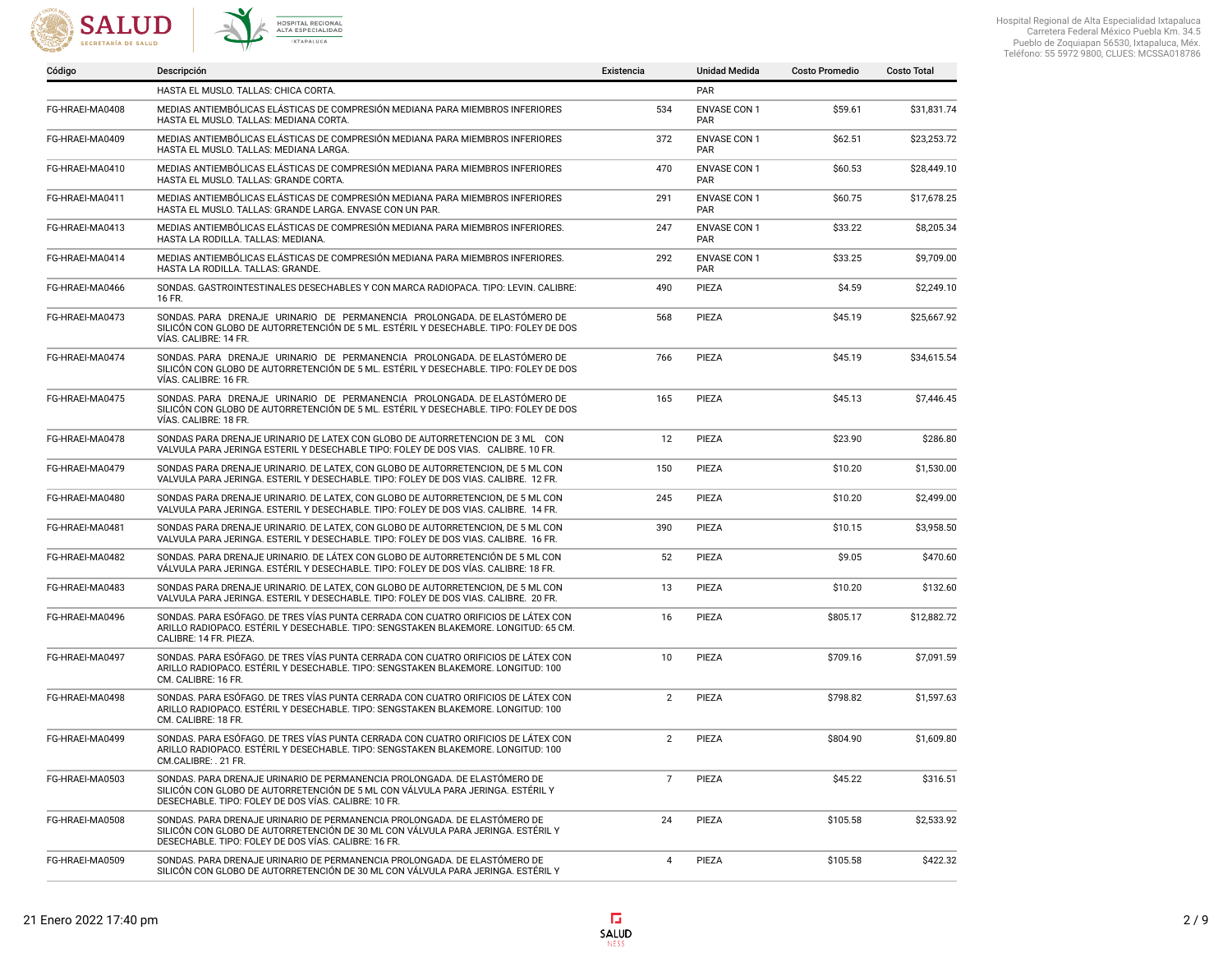| Código | Descripción | Existencia | Unidad Medida | Costo Promedio | Costo Total |
|---|---|---|---|---|---|
| | HASTA EL MUSLO. TALLAS: CHICA CORTA. | | PAR | | |
| FG-HRAEI-MA0408 | MEDIAS ANTIEMBÓLICAS ELÁSTICAS DE COMPRESIÓN MEDIANA PARA MIEMBROS INFERIORES HASTA EL MUSLO. TALLAS: MEDIANA CORTA. | 534 | ENVASE CON 1 PAR | $59.61 | $31,831.74 |
| FG-HRAEI-MA0409 | MEDIAS ANTIEMBÓLICAS ELÁSTICAS DE COMPRESIÓN MEDIANA PARA MIEMBROS INFERIORES HASTA EL MUSLO. TALLAS: MEDIANA LARGA. | 372 | ENVASE CON 1 PAR | $62.51 | $23,253.72 |
| FG-HRAEI-MA0410 | MEDIAS ANTIEMBÓLICAS ELÁSTICAS DE COMPRESIÓN MEDIANA PARA MIEMBROS INFERIORES HASTA EL MUSLO. TALLAS: GRANDE CORTA. | 470 | ENVASE CON 1 PAR | $60.53 | $28,449.10 |
| FG-HRAEI-MA0411 | MEDIAS ANTIEMBÓLICAS ELÁSTICAS DE COMPRESIÓN MEDIANA PARA MIEMBROS INFERIORES HASTA EL MUSLO. TALLAS: GRANDE LARGA. ENVASE CON UN PAR. | 291 | ENVASE CON 1 PAR | $60.75 | $17,678.25 |
| FG-HRAEI-MA0413 | MEDIAS ANTIEMBÓLICAS ELÁSTICAS DE COMPRESIÓN MEDIANA PARA MIEMBROS INFERIORES. HASTA LA RODILLA. TALLAS: MEDIANA. | 247 | ENVASE CON 1 PAR | $33.22 | $8,205.34 |
| FG-HRAEI-MA0414 | MEDIAS ANTIEMBÓLICAS ELÁSTICAS DE COMPRESIÓN MEDIANA PARA MIEMBROS INFERIORES. HASTA LA RODILLA. TALLAS: GRANDE. | 292 | ENVASE CON 1 PAR | $33.25 | $9,709.00 |
| FG-HRAEI-MA0466 | SONDAS. GASTROINTESTINALES DESECHABLES Y CON MARCA RADIOPACA. TIPO: LEVIN. CALIBRE: 16 FR. | 490 | PIEZA | $4.59 | $2,249.10 |
| FG-HRAEI-MA0473 | SONDAS. PARA DRENAJE URINARIO DE PERMANENCIA PROLONGADA. DE ELASTÓMERO DE SILICÓN CON GLOBO DE AUTORRETENCIÓN DE 5 ML. ESTÉRIL Y DESECHABLE. TIPO: FOLEY DE DOS VÍAS. CALIBRE: 14 FR. | 568 | PIEZA | $45.19 | $25,667.92 |
| FG-HRAEI-MA0474 | SONDAS. PARA DRENAJE URINARIO DE PERMANENCIA PROLONGADA. DE ELASTÓMERO DE SILICÓN CON GLOBO DE AUTORRETENCIÓN DE 5 ML. ESTÉRIL Y DESECHABLE. TIPO: FOLEY DE DOS VÍAS. CALIBRE: 16 FR. | 766 | PIEZA | $45.19 | $34,615.54 |
| FG-HRAEI-MA0475 | SONDAS. PARA DRENAJE URINARIO DE PERMANENCIA PROLONGADA. DE ELASTÓMERO DE SILICÓN CON GLOBO DE AUTORRETENCIÓN DE 5 ML. ESTÉRIL Y DESECHABLE. TIPO: FOLEY DE DOS VÍAS. CALIBRE: 18 FR. | 165 | PIEZA | $45.13 | $7,446.45 |
| FG-HRAEI-MA0478 | SONDAS PARA DRENAJE URINARIO DE LATEX CON GLOBO DE AUTORRETENCION DE 3 ML CON VALVULA PARA JERINGA ESTERIL Y DESECHABLE TIPO: FOLEY DE DOS VIAS. CALIBRE. 10 FR. | 12 | PIEZA | $23.90 | $286.80 |
| FG-HRAEI-MA0479 | SONDAS PARA DRENAJE URINARIO. DE LATEX, CON GLOBO DE AUTORRETENCION, DE 5 ML CON VALVULA PARA JERINGA. ESTERIL Y DESECHABLE. TIPO: FOLEY DE DOS VIAS. CALIBRE. 12 FR. | 150 | PIEZA | $10.20 | $1,530.00 |
| FG-HRAEI-MA0480 | SONDAS PARA DRENAJE URINARIO. DE LATEX, CON GLOBO DE AUTORRETENCION, DE 5 ML CON VALVULA PARA JERINGA. ESTERIL Y DESECHABLE. TIPO: FOLEY DE DOS VIAS. CALIBRE. 14 FR. | 245 | PIEZA | $10.20 | $2,499.00 |
| FG-HRAEI-MA0481 | SONDAS PARA DRENAJE URINARIO. DE LATEX, CON GLOBO DE AUTORRETENCION, DE 5 ML CON VALVULA PARA JERINGA. ESTERIL Y DESECHABLE. TIPO: FOLEY DE DOS VIAS. CALIBRE. 16 FR. | 390 | PIEZA | $10.15 | $3,958.50 |
| FG-HRAEI-MA0482 | SONDAS. PARA DRENAJE URINARIO. DE LÁTEX CON GLOBO DE AUTORRETENCIÓN DE 5 ML CON VÁLVULA PARA JERINGA. ESTÉRIL Y DESECHABLE. TIPO: FOLEY DE DOS VÍAS. CALIBRE: 18 FR. | 52 | PIEZA | $9.05 | $470.60 |
| FG-HRAEI-MA0483 | SONDAS PARA DRENAJE URINARIO. DE LATEX, CON GLOBO DE AUTORRETENCION, DE 5 ML CON VALVULA PARA JERINGA. ESTERIL Y DESECHABLE. TIPO: FOLEY DE DOS VIAS. CALIBRE. 20 FR. | 13 | PIEZA | $10.20 | $132.60 |
| FG-HRAEI-MA0496 | SONDAS. PARA ESÓFAGO. DE TRES VÍAS PUNTA CERRADA CON CUATRO ORIFICIOS DE LÁTEX CON ARILLO RADIOPACO. ESTÉRIL Y DESECHABLE. TIPO: SENGSTAKEN BLAKEMORE. LONGITUD: 65 CM. CALIBRE: 14 FR. PIEZA. | 16 | PIEZA | $805.17 | $12,882.72 |
| FG-HRAEI-MA0497 | SONDAS. PARA ESÓFAGO. DE TRES VÍAS PUNTA CERRADA CON CUATRO ORIFICIOS DE LÁTEX CON ARILLO RADIOPACO. ESTÉRIL Y DESECHABLE. TIPO: SENGSTAKEN BLAKEMORE. LONGITUD: 100 CM. CALIBRE: 16 FR. | 10 | PIEZA | $709.16 | $7,091.59 |
| FG-HRAEI-MA0498 | SONDAS. PARA ESÓFAGO. DE TRES VÍAS PUNTA CERRADA CON CUATRO ORIFICIOS DE LÁTEX CON ARILLO RADIOPACO. ESTÉRIL Y DESECHABLE. TIPO: SENGSTAKEN BLAKEMORE. LONGITUD: 100 CM. CALIBRE: 18 FR. | 2 | PIEZA | $798.82 | $1,597.63 |
| FG-HRAEI-MA0499 | SONDAS. PARA ESÓFAGO. DE TRES VÍAS PUNTA CERRADA CON CUATRO ORIFICIOS DE LÁTEX CON ARILLO RADIOPACO. ESTÉRIL Y DESECHABLE. TIPO: SENGSTAKEN BLAKEMORE. LONGITUD: 100 CM.CALIBRE: . 21 FR. | 2 | PIEZA | $804.90 | $1,609.80 |
| FG-HRAEI-MA0503 | SONDAS. PARA DRENAJE URINARIO DE PERMANENCIA PROLONGADA. DE ELASTÓMERO DE SILICÓN CON GLOBO DE AUTORRETENCIÓN DE 5 ML CON VÁLVULA PARA JERINGA. ESTÉRIL Y DESECHABLE. TIPO: FOLEY DE DOS VÍAS. CALIBRE: 10 FR. | 7 | PIEZA | $45.22 | $316.51 |
| FG-HRAEI-MA0508 | SONDAS. PARA DRENAJE URINARIO DE PERMANENCIA PROLONGADA. DE ELASTÓMERO DE SILICÓN CON GLOBO DE AUTORRETENCIÓN DE 30 ML CON VÁLVULA PARA JERINGA. ESTÉRIL Y DESECHABLE. TIPO: FOLEY DE DOS VÍAS. CALIBRE: 16 FR. | 24 | PIEZA | $105.58 | $2,533.92 |
| FG-HRAEI-MA0509 | SONDAS. PARA DRENAJE URINARIO DE PERMANENCIA PROLONGADA. DE ELASTÓMERO DE SILICÓN CON GLOBO DE AUTORRETENCIÓN DE 30 ML CON VÁLVULA PARA JERINGA. ESTÉRIL Y | 4 | PIEZA | $105.58 | $422.32 |

21 Enero 2022 17:40 pm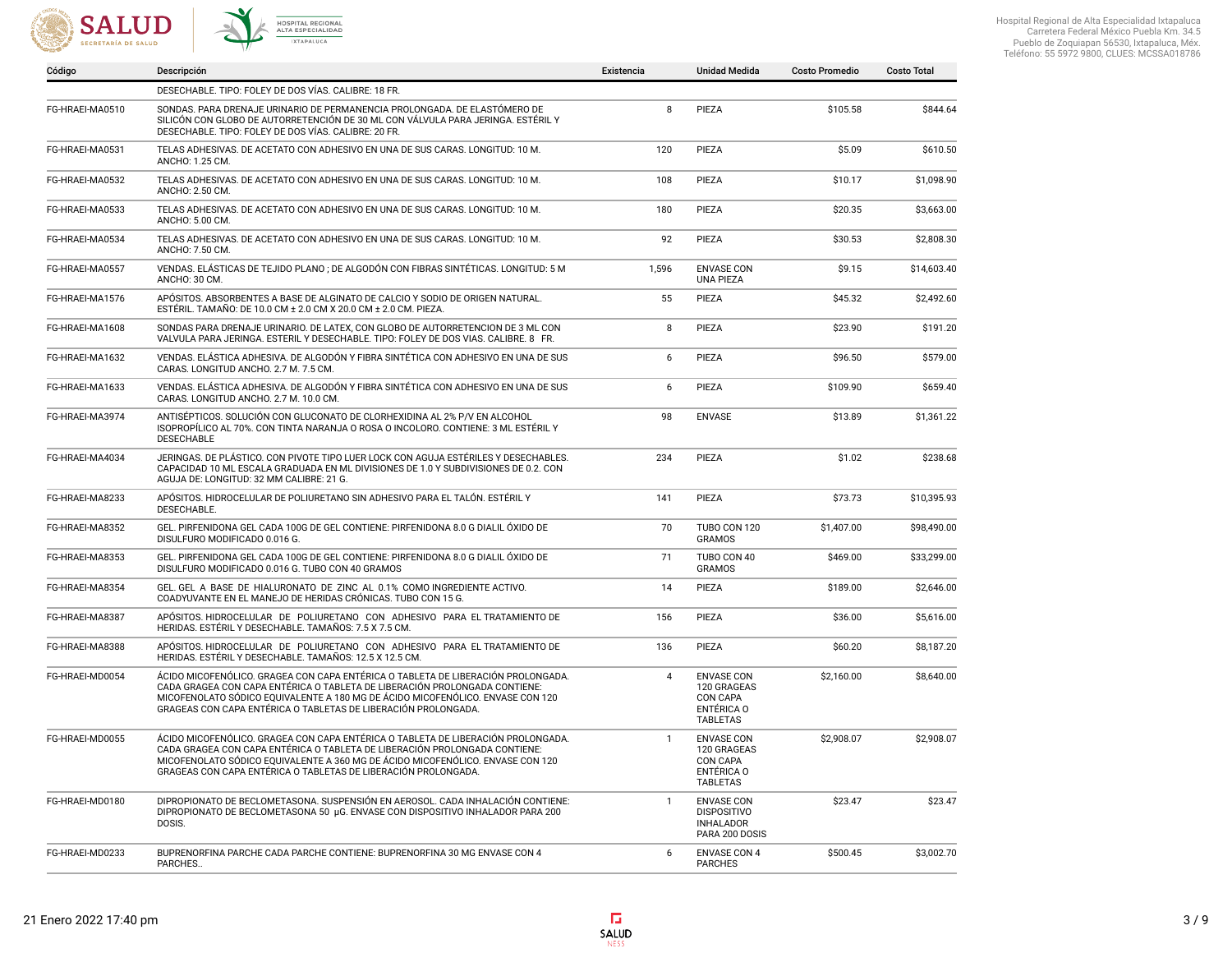| Código | Descripción | Existencia | Unidad Medida | Costo Promedio | Costo Total |
| --- | --- | --- | --- | --- | --- |
| | DESECHABLE. TIPO: FOLEY DE DOS VÍAS. CALIBRE: 18 FR. | | | | |
| FG-HRAEI-MA0510 | SONDAS. PARA DRENAJE URINARIO DE PERMANENCIA PROLONGADA. DE ELASTÓMERO DE SILICÓN CON GLOBO DE AUTORRETENCIÓN DE 30 ML CON VÁLVULA PARA JERINGA. ESTÉRIL Y DESECHABLE. TIPO: FOLEY DE DOS VÍAS. CALIBRE: 20 FR. | 8 | PIEZA | $105.58 | $844.64 |
| FG-HRAEI-MA0531 | TELAS ADHESIVAS. DE ACETATO CON ADHESIVO EN UNA DE SUS CARAS. LONGITUD: 10 M. ANCHO: 1.25 CM. | 120 | PIEZA | $5.09 | $610.50 |
| FG-HRAEI-MA0532 | TELAS ADHESIVAS. DE ACETATO CON ADHESIVO EN UNA DE SUS CARAS. LONGITUD: 10 M. ANCHO: 2.50 CM. | 108 | PIEZA | $10.17 | $1,098.90 |
| FG-HRAEI-MA0533 | TELAS ADHESIVAS. DE ACETATO CON ADHESIVO EN UNA DE SUS CARAS. LONGITUD: 10 M. ANCHO: 5.00 CM. | 180 | PIEZA | $20.35 | $3,663.00 |
| FG-HRAEI-MA0534 | TELAS ADHESIVAS. DE ACETATO CON ADHESIVO EN UNA DE SUS CARAS. LONGITUD: 10 M. ANCHO: 7.50 CM. | 92 | PIEZA | $30.53 | $2,808.30 |
| FG-HRAEI-MA0557 | VENDAS. ELÁSTICAS DE TEJIDO PLANO ; DE ALGODÓN CON FIBRAS SINTÉTICAS. LONGITUD: 5 M ANCHO: 30 CM. | 1,596 | ENVASE CON UNA PIEZA | $9.15 | $14,603.40 |
| FG-HRAEI-MA1576 | APÓSITOS. ABSORBENTES A BASE DE ALGINATO DE CALCIO Y SODIO DE ORIGEN NATURAL. ESTÉRIL. TAMAÑO: DE 10.0 CM ± 2.0 CM X 20.0 CM ± 2.0 CM. PIEZA. | 55 | PIEZA | $45.32 | $2,492.60 |
| FG-HRAEI-MA1608 | SONDAS PARA DRENAJE URINARIO. DE LATEX, CON GLOBO DE AUTORRETENCION DE 3 ML CON VALVULA PARA JERINGA. ESTERIL Y DESECHABLE. TIPO: FOLEY DE DOS VIAS. CALIBRE. 8 FR. | 8 | PIEZA | $23.90 | $191.20 |
| FG-HRAEI-MA1632 | VENDAS. ELÁSTICA ADHESIVA. DE ALGODÓN Y FIBRA SINTÉTICA CON ADHESIVO EN UNA DE SUS CARAS. LONGITUD ANCHO. 2.7 M. 7.5 CM. | 6 | PIEZA | $96.50 | $579.00 |
| FG-HRAEI-MA1633 | VENDAS. ELÁSTICA ADHESIVA. DE ALGODÓN Y FIBRA SINTÉTICA CON ADHESIVO EN UNA DE SUS CARAS. LONGITUD ANCHO. 2.7 M. 10.0 CM. | 6 | PIEZA | $109.90 | $659.40 |
| FG-HRAEI-MA3974 | ANTISÉPTICOS. SOLUCIÓN CON GLUCONATO DE CLORHEXIDINA AL 2% P/V EN ALCOHOL ISOPROPÍLICO AL 70%. CON TINTA NARANJA O ROSA O INCOLORO. CONTIENE: 3 ML ESTÉRIL Y DESECHABLE | 98 | ENVASE | $13.89 | $1,361.22 |
| FG-HRAEI-MA4034 | JERINGAS. DE PLÁSTICO. CON PIVOTE TIPO LUER LOCK CON AGUJA ESTÉRILES Y DESECHABLES. CAPACIDAD 10 ML ESCALA GRADUADA EN ML DIVISIONES DE 1.0 Y SUBDIVISIONES DE 0.2. CON AGUJA DE: LONGITUD: 32 MM CALIBRE: 21 G. | 234 | PIEZA | $1.02 | $238.68 |
| FG-HRAEI-MA8233 | APÓSITOS. HIDROCELULAR DE POLIURETANO SIN ADHESIVO PARA EL TALÓN. ESTÉRIL Y DESECHABLE. | 141 | PIEZA | $73.73 | $10,395.93 |
| FG-HRAEI-MA8352 | GEL. PIRFENIDONA GEL CADA 100G DE GEL CONTIENE: PIRFENIDONA 8.0 G DIALIL ÓXIDO DE DISULFURO MODIFICADO 0.016 G. | 70 | TUBO CON 120 GRAMOS | $1,407.00 | $98,490.00 |
| FG-HRAEI-MA8353 | GEL. PIRFENIDONA GEL CADA 100G DE GEL CONTIENE: PIRFENIDONA 8.0 G DIALIL ÓXIDO DE DISULFURO MODIFICADO 0.016 G. TUBO CON 40 GRAMOS | 71 | TUBO CON 40 GRAMOS | $469.00 | $33,299.00 |
| FG-HRAEI-MA8354 | GEL. GEL A BASE DE HIALURONATO DE ZINC AL 0.1% COMO INGREDIENTE ACTIVO. COADYUVANTE EN EL MANEJO DE HERIDAS CRÓNICAS. TUBO CON 15 G. | 14 | PIEZA | $189.00 | $2,646.00 |
| FG-HRAEI-MA8387 | APÓSITOS. HIDROCELULAR DE POLIURETANO CON ADHESIVO PARA EL TRATAMIENTO DE HERIDAS. ESTÉRIL Y DESECHABLE. TAMAÑOS: 7.5 X 7.5 CM. | 156 | PIEZA | $36.00 | $5,616.00 |
| FG-HRAEI-MA8388 | APÓSITOS. HIDROCELULAR DE POLIURETANO CON ADHESIVO PARA EL TRATAMIENTO DE HERIDAS. ESTÉRIL Y DESECHABLE. TAMAÑOS: 12.5 X 12.5 CM. | 136 | PIEZA | $60.20 | $8,187.20 |
| FG-HRAEI-MD0054 | ÁCIDO MICOFENÓLICO. GRAGEA CON CAPA ENTÉRICA O TABLETA DE LIBERACIÓN PROLONGADA. CADA GRAGEA CON CAPA ENTÉRICA O TABLETA DE LIBERACIÓN PROLONGADA CONTIENE: MICOFENOLATO SÓDICO EQUIVALENTE A 180 MG DE ÁCIDO MICOFENÓLICO. ENVASE CON 120 GRAGEAS CON CAPA ENTÉRICA O TABLETAS DE LIBERACIÓN PROLONGADA. | 4 | ENVASE CON 120 GRAGEAS CON CAPA ENTÉRICA O TABLETAS | $2,160.00 | $8,640.00 |
| FG-HRAEI-MD0055 | ÁCIDO MICOFENÓLICO. GRAGEA CON CAPA ENTÉRICA O TABLETA DE LIBERACIÓN PROLONGADA. CADA GRAGEA CON CAPA ENTÉRICA O TABLETA DE LIBERACIÓN PROLONGADA CONTIENE: MICOFENOLATO SÓDICO EQUIVALENTE A 360 MG DE ÁCIDO MICOFENÓLICO. ENVASE CON 120 GRAGEAS CON CAPA ENTÉRICA O TABLETAS DE LIBERACIÓN PROLONGADA. | 1 | ENVASE CON 120 GRAGEAS CON CAPA ENTÉRICA O TABLETAS | $2,908.07 | $2,908.07 |
| FG-HRAEI-MD0180 | DIPROPIONATO DE BECLOMETASONA. SUSPENSIÓN EN AEROSOL. CADA INHALACIÓN CONTIENE: DIPROPIONATO DE BECLOMETASONA 50 µG. ENVASE CON DISPOSITIVO INHALADOR PARA 200 DOSIS. | 1 | ENVASE CON DISPOSITIVO INHALADOR PARA 200 DOSIS | $23.47 | $23.47 |
| FG-HRAEI-MD0233 | BUPRENORFINA PARCHE CADA PARCHE CONTIENE: BUPRENORFINA 30 MG ENVASE CON 4 PARCHES.. | 6 | ENVASE CON 4 PARCHES | $500.45 | $3,002.70 |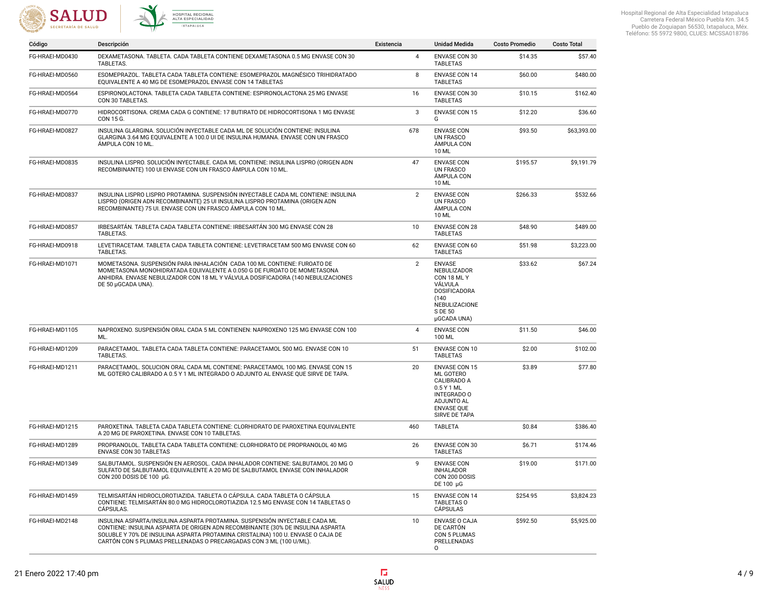| Código | Descripción | Existencia | Unidad Medida | Costo Promedio | Costo Total |
|---|---|---|---|---|---|
| FG-HRAEI-MD0430 | DEXAMETASONA. TABLETA. CADA TABLETA CONTIENE DEXAMETASONA 0.5 MG ENVASE CON 30 TABLETAS. | 4 | ENVASE CON 30 TABLETAS | $14.35 | $57.40 |
| FG-HRAEI-MD0560 | ESOMEPRAZOL. TABLETA CADA TABLETA CONTIENE: ESOMEPRAZOL MAGNÉSICO TRIHIDRATADO EQUIVALENTE A 40 MG DE ESOMEPRAZOL ENVASE CON 14 TABLETAS | 8 | ENVASE CON 14 TABLETAS | $60.00 | $480.00 |
| FG-HRAEI-MD0564 | ESPIRONOLACTONA. TABLETA CADA TABLETA CONTIENE: ESPIRONOLACTONA 25 MG ENVASE CON 30 TABLETAS. | 16 | ENVASE CON 30 TABLETAS | $10.15 | $162.40 |
| FG-HRAEI-MD0770 | HIDROCORTISONA. CREMA CADA G CONTIENE: 17 BUTIRATO DE HIDROCORTISONA 1 MG ENVASE CON 15 G. | 3 | ENVASE CON 15 G | $12.20 | $36.60 |
| FG-HRAEI-MD0827 | INSULINA GLARGINA. SOLUCIÓN INYECTABLE CADA ML DE SOLUCIÓN CONTIENE: INSULINA GLARGINA 3.64 MG EQUIVALENTE A 100.0 UI DE INSULINA HUMANA. ENVASE CON UN FRASCO ÁMPULA CON 10 ML. | 678 | ENVASE CON UN FRASCO ÁMPULA CON 10 ML | $93.50 | $63,393.00 |
| FG-HRAEI-MD0835 | INSULINA LISPRO. SOLUCIÓN INYECTABLE. CADA ML CONTIENE: INSULINA LISPRO (ORIGEN ADN RECOMBINANTE) 100 UI ENVASE CON UN FRASCO ÁMPULA CON 10 ML. | 47 | ENVASE CON UN FRASCO ÁMPULA CON 10 ML | $195.57 | $9,191.79 |
| FG-HRAEI-MD0837 | INSULINA LISPRO LISPRO PROTAMINA. SUSPENSIÓN INYECTABLE CADA ML CONTIENE: INSULINA LISPRO (ORIGEN ADN RECOMBINANTE) 25 UI INSULINA LISPRO PROTAMINA (ORIGEN ADN RECOMBINANTE) 75 UI. ENVASE CON UN FRASCO ÁMPULA CON 10 ML. | 2 | ENVASE CON UN FRASCO ÁMPULA CON 10 ML | $266.33 | $532.66 |
| FG-HRAEI-MD0857 | IRBESARTÁN. TABLETA CADA TABLETA CONTIENE: IRBESARTÁN 300 MG ENVASE CON 28 TABLETAS. | 10 | ENVASE CON 28 TABLETAS | $48.90 | $489.00 |
| FG-HRAEI-MD0918 | LEVETIRACETAM. TABLETA CADA TABLETA CONTIENE: LEVETIRACETAM 500 MG ENVASE CON 60 TABLETAS. | 62 | ENVASE CON 60 TABLETAS | $51.98 | $3,223.00 |
| FG-HRAEI-MD1071 | MOMETASONA. SUSPENSIÓN PARA INHALACIÓN CADA 100 ML CONTIENE: FUROATO DE MOMETASONA MONOHIDRATADA EQUIVALENTE A 0.050 G DE FUROATO DE MOMETASONA ANHIDRA. ENVASE NEBULIZADOR CON 18 ML Y VÁLVULA DOSIFICADORA (140 NEBULIZACIONES DE 50 µGCADA UNA). | 2 | ENVASE NEBULIZADOR CON 18 ML Y VÁLVULA DOSIFICADORA (140 NEBULIZACIONE S DE 50 µGCADA UNA) | $33.62 | $67.24 |
| FG-HRAEI-MD1105 | NAPROXENO. SUSPENSIÓN ORAL CADA 5 ML CONTIENEN: NAPROXENO 125 MG ENVASE CON 100 ML. | 4 | ENVASE CON 100 ML | $11.50 | $46.00 |
| FG-HRAEI-MD1209 | PARACETAMOL. TABLETA CADA TABLETA CONTIENE: PARACETAMOL 500 MG. ENVASE CON 10 TABLETAS. | 51 | ENVASE CON 10 TABLETAS | $2.00 | $102.00 |
| FG-HRAEI-MD1211 | PARACETAMOL. SOLUCION ORAL CADA ML CONTIENE: PARACETAMOL 100 MG. ENVASE CON 15 ML GOTERO CALIBRADO A 0.5 Y 1 ML INTEGRADO O ADJUNTO AL ENVASE QUE SIRVE DE TAPA. | 20 | ENVASE CON 15 ML GOTERO CALIBRADO A 0.5 Y 1 ML INTEGRADO O ADJUNTO AL ENVASE QUE SIRVE DE TAPA | $3.89 | $77.80 |
| FG-HRAEI-MD1215 | PAROXETINA. TABLETA CADA TABLETA CONTIENE: CLORHIDRATO DE PAROXETINA EQUIVALENTE A 20 MG DE PAROXETINA. ENVASE CON 10 TABLETAS. | 460 | TABLETA | $0.84 | $386.40 |
| FG-HRAEI-MD1289 | PROPRANOLOL. TABLETA CADA TABLETA CONTIENE: CLORHIDRATO DE PROPRANOLOL 40 MG ENVASE CON 30 TABLETAS | 26 | ENVASE CON 30 TABLETAS | $6.71 | $174.46 |
| FG-HRAEI-MD1349 | SALBUTAMOL. SUSPENSIÓN EN AEROSOL. CADA INHALADOR CONTIENE: SALBUTAMOL 20 MG O SULFATO DE SALBUTAMOL EQUIVALENTE A 20 MG DE SALBUTAMOL ENVASE CON INHALADOR CON 200 DOSIS DE 100 µG. | 9 | ENVASE CON INHALADOR CON 200 DOSIS DE 100 µG | $19.00 | $171.00 |
| FG-HRAEI-MD1459 | TELMISARTÁN HIDROCLOROTIAZIDA. TABLETA O CÁPSULA. CADA TABLETA O CÁPSULA CONTIENE: TELMISARTÁN 80.0 MG HIDROCLOROTIAZIDA 12.5 MG ENVASE CON 14 TABLETAS O CÁPSULAS. | 15 | ENVASE CON 14 TABLETAS O CÁPSULAS | $254.95 | $3,824.23 |
| FG-HRAEI-MD2148 | INSULINA ASPARTA/INSULINA ASPARTA PROTAMINA. SUSPENSIÓN INYECTABLE CADA ML CONTIENE: INSULINA ASPARTA DE ORIGEN ADN RECOMBINANTE (30% DE INSULINA ASPARTA SOLUBLE Y 70% DE INSULINA ASPARTA PROTAMINA CRISTALINA) 100 U. ENVASE O CAJA DE CARTÓN CON 5 PLUMAS PRELLENADAS O PRECARGADAS CON 3 ML (100 U/ML). | 10 | ENVASE O CAJA DE CARTÓN CON 5 PLUMAS PRELLENADAS O | $592.50 | $5,925.00 |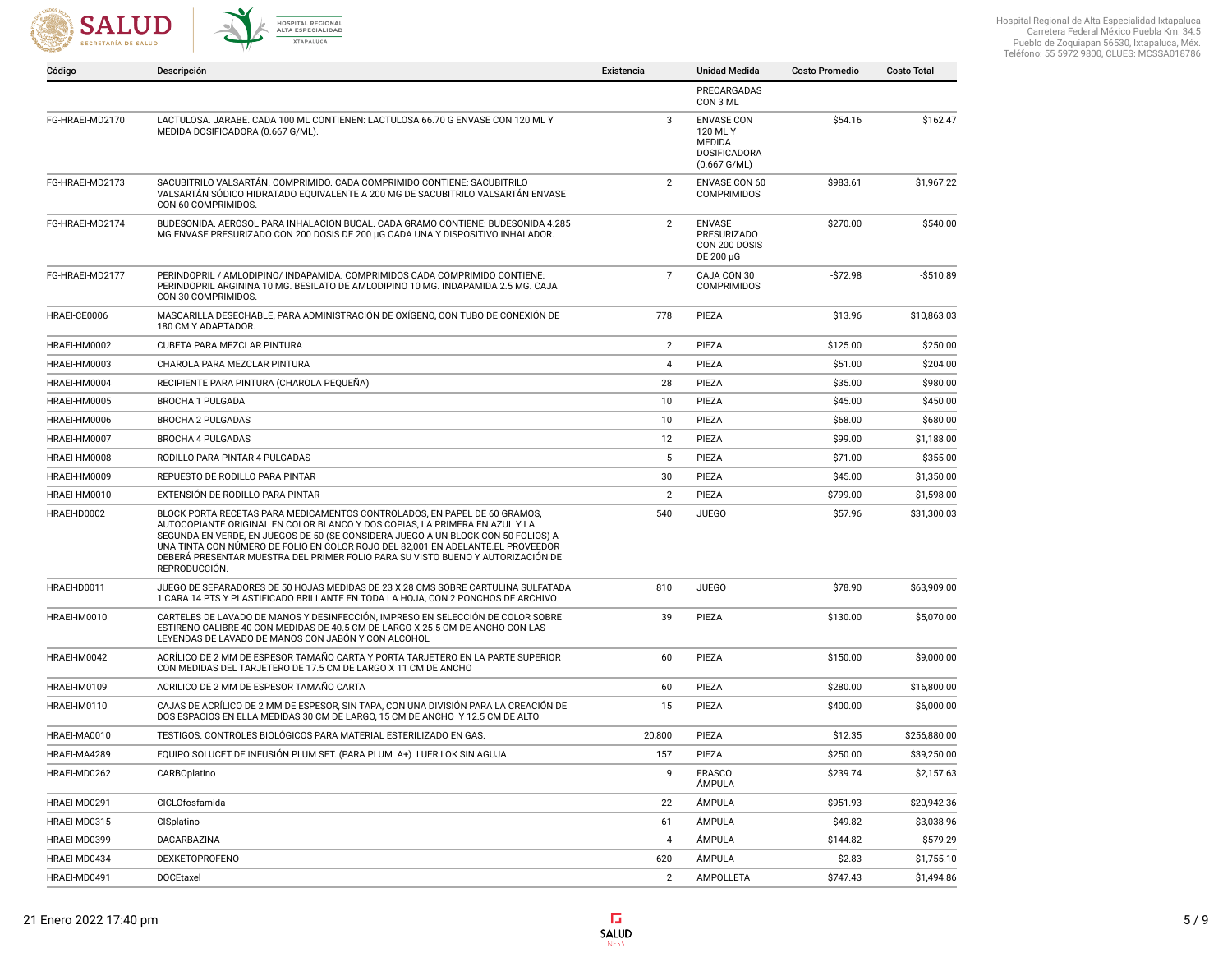| Código | Descripción | Existencia | Unidad Medida | Costo Promedio | Costo Total |
|---|---|---|---|---|---|
| | | | PRECARGADAS CON 3 ML | | |
| FG-HRAEI-MD2170 | LACTULOSA. JARABE. CADA 100 ML CONTIENEN: LACTULOSA 66.70 G ENVASE CON 120 ML Y MEDIDA DOSIFICADORA (0.667 G/ML). | 3 | ENVASE CON 120 ML Y MEDIDA DOSIFICADORA (0.667 G/ML) | $54.16 | $162.47 |
| FG-HRAEI-MD2173 | SACUBITRILO VALSARTÁN. COMPRIMIDO. CADA COMPRIMIDO CONTIENE: SACUBITRILO VALSARTÁN SÓDICO HIDRATADO EQUIVALENTE A 200 MG DE SACUBITRILO VALSARTÁN ENVASE CON 60 COMPRIMIDOS. | 2 | ENVASE CON 60 COMPRIMIDOS | $983.61 | $1,967.22 |
| FG-HRAEI-MD2174 | BUDESONIDA. AEROSOL PARA INHALACION BUCAL. CADA GRAMO CONTIENE: BUDESONIDA 4.285 MG ENVASE PRESURIZADO CON 200 DOSIS DE 200 µG CADA UNA Y DISPOSITIVO INHALADOR. | 2 | ENVASE PRESURIZADO CON 200 DOSIS DE 200 µG | $270.00 | $540.00 |
| FG-HRAEI-MD2177 | PERINDOPRIL / AMLODIPINO/ INDAPAMIDA. COMPRIMIDOS CADA COMPRIMIDO CONTIENE: PERINDOPRIL ARGININA 10 MG. BESILATO DE AMLODIPINO 10 MG. INDAPAMIDA 2.5 MG. CAJA CON 30 COMPRIMIDOS. | 7 | CAJA CON 30 COMPRIMIDOS | -$72.98 | -$510.89 |
| HRAEI-CE0006 | MASCARILLA DESECHABLE, PARA ADMINISTRACIÓN DE OXÍGENO, CON TUBO DE CONEXIÓN DE 180 CM Y ADAPTADOR. | 778 | PIEZA | $13.96 | $10,863.03 |
| HRAEI-HM0002 | CUBETA PARA MEZCLAR PINTURA | 2 | PIEZA | $125.00 | $250.00 |
| HRAEI-HM0003 | CHAROLA PARA MEZCLAR PINTURA | 4 | PIEZA | $51.00 | $204.00 |
| HRAEI-HM0004 | RECIPIENTE PARA PINTURA (CHAROLA PEQUEÑA) | 28 | PIEZA | $35.00 | $980.00 |
| HRAEI-HM0005 | BROCHA 1 PULGADA | 10 | PIEZA | $45.00 | $450.00 |
| HRAEI-HM0006 | BROCHA 2 PULGADAS | 10 | PIEZA | $68.00 | $680.00 |
| HRAEI-HM0007 | BROCHA 4 PULGADAS | 12 | PIEZA | $99.00 | $1,188.00 |
| HRAEI-HM0008 | RODILLO PARA PINTAR 4 PULGADAS | 5 | PIEZA | $71.00 | $355.00 |
| HRAEI-HM0009 | REPUESTO DE RODILLO PARA PINTAR | 30 | PIEZA | $45.00 | $1,350.00 |
| HRAEI-HM0010 | EXTENSIÓN DE RODILLO PARA PINTAR | 2 | PIEZA | $799.00 | $1,598.00 |
| HRAEI-ID0002 | BLOCK PORTA RECETAS PARA MEDICAMENTOS CONTROLADOS, EN PAPEL DE 60 GRAMOS, AUTOCOPIANTE.ORIGINAL EN COLOR BLANCO Y DOS COPIAS, LA PRIMERA EN AZUL Y LA SEGUNDA EN VERDE, EN JUEGOS DE 50 (SE CONSIDERA JUEGO A UN BLOCK CON 50 FOLIOS) A UNA TINTA CON NÚMERO DE FOLIO EN COLOR ROJO DEL 82,001 EN ADELANTE.EL PROVEEDOR DEBERÁ PRESENTAR MUESTRA DEL PRIMER FOLIO PARA SU VISTO BUENO Y AUTORIZACIÓN DE REPRODUCCIÓN. | 540 | JUEGO | $57.96 | $31,300.03 |
| HRAEI-ID0011 | JUEGO DE SEPARADORES DE 50 HOJAS MEDIDAS DE 23 X 28 CMS SOBRE CARTULINA SULFATADA 1 CARA 14 PTS Y PLASTIFICADO BRILLANTE EN TODA LA HOJA, CON 2 PONCHOS DE ARCHIVO | 810 | JUEGO | $78.90 | $63,909.00 |
| HRAEI-IM0010 | CARTELES DE LAVADO DE MANOS Y DESINFECCIÓN, IMPRESO EN SELECCIÓN DE COLOR SOBRE ESTIRENO CALIBRE 40 CON MEDIDAS DE 40.5 CM DE LARGO X 25.5 CM DE ANCHO CON LAS LEYENDAS DE LAVADO DE MANOS CON JABÓN Y CON ALCOHOL | 39 | PIEZA | $130.00 | $5,070.00 |
| HRAEI-IM0042 | ACRÍLICO DE 2 MM DE ESPESOR TAMAÑO CARTA Y PORTA TARJETERO EN LA PARTE SUPERIOR CON MEDIDAS DEL TARJETERO DE 17.5 CM DE LARGO X 11 CM DE ANCHO | 60 | PIEZA | $150.00 | $9,000.00 |
| HRAEI-IM0109 | ACRILICO DE 2 MM DE ESPESOR TAMAÑO CARTA | 60 | PIEZA | $280.00 | $16,800.00 |
| HRAEI-IM0110 | CAJAS DE ACRÍLICO DE 2 MM DE ESPESOR, SIN TAPA, CON UNA DIVISIÓN PARA LA CREACIÓN DE DOS ESPACIOS EN ELLA MEDIDAS 30 CM DE LARGO, 15 CM DE ANCHO Y 12.5 CM DE ALTO | 15 | PIEZA | $400.00 | $6,000.00 |
| HRAEI-MA0010 | TESTIGOS. CONTROLES BIOLÓGICOS PARA MATERIAL ESTERILIZADO EN GAS. | 20,800 | PIEZA | $12.35 | $256,880.00 |
| HRAEI-MA4289 | EQUIPO SOLUCET DE INFUSIÓN PLUM SET. (PARA PLUM A+) LUER LOK SIN AGUJA | 157 | PIEZA | $250.00 | $39,250.00 |
| HRAEI-MD0262 | CARBOplatino | 9 | FRASCO ÁMPULA | $239.74 | $2,157.63 |
| HRAEI-MD0291 | CICLOfosfamida | 22 | ÁMPULA | $951.93 | $20,942.36 |
| HRAEI-MD0315 | CISplatino | 61 | ÁMPULA | $49.82 | $3,038.96 |
| HRAEI-MD0399 | DACARBAZINA | 4 | ÁMPULA | $144.82 | $579.29 |
| HRAEI-MD0434 | DEXKETOPROFENO | 620 | ÁMPULA | $2.83 | $1,755.10 |
| HRAEI-MD0491 | DOCEtaxel | 2 | AMPOLLETA | $747.43 | $1,494.86 |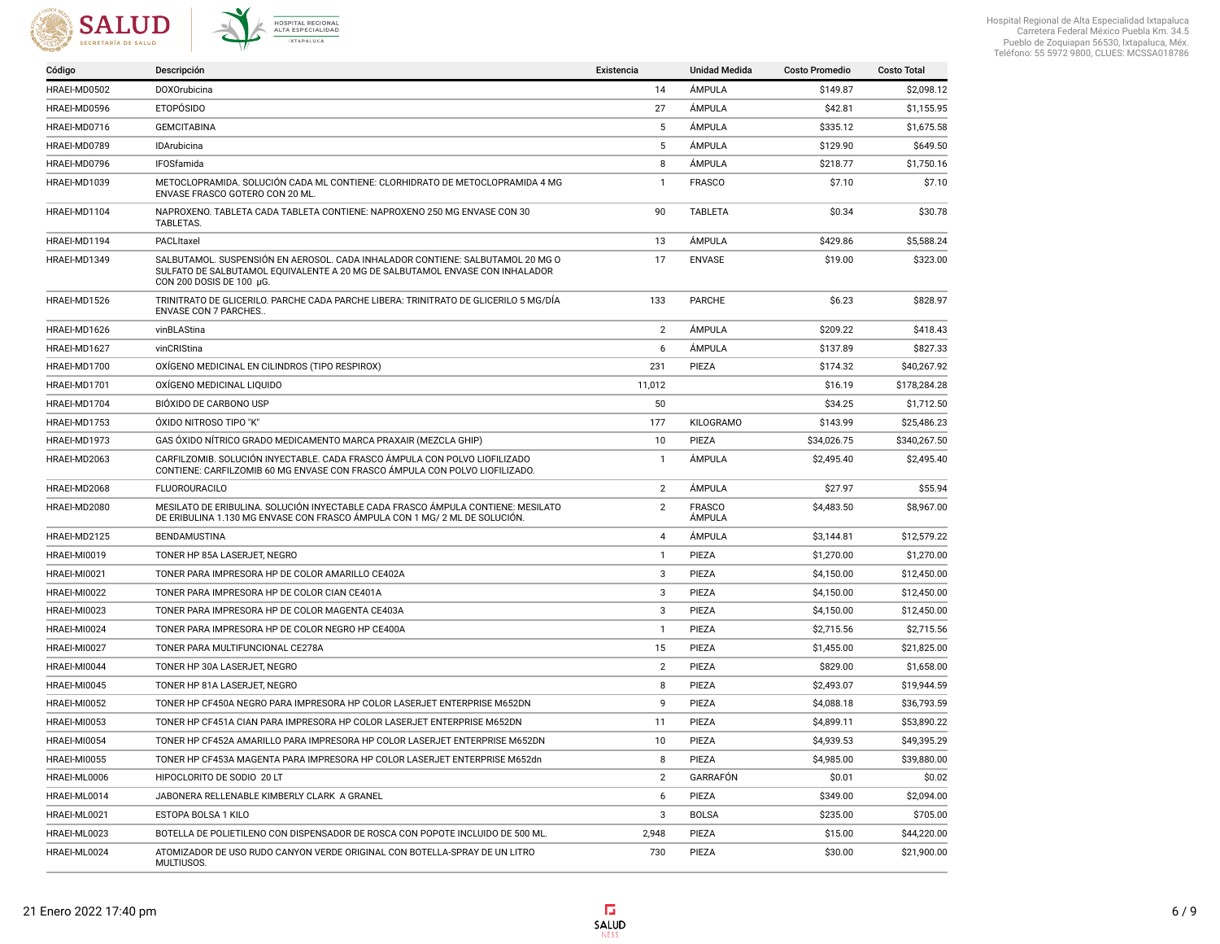| Código | Descripción | Existencia | Unidad Medida | Costo Promedio | Costo Total |
|---|---|---|---|---|---|
| HRAEI-MD0502 | DOXOrubicina | 14 | ÁMPULA | $149.87 | $2,098.12 |
| HRAEI-MD0596 | ETOPÓSIDO | 27 | ÁMPULA | $42.81 | $1,155.95 |
| HRAEI-MD0716 | GEMCITABINA | 5 | ÁMPULA | $335.12 | $1,675.58 |
| HRAEI-MD0789 | IDArubicina | 5 | ÁMPULA | $129.90 | $649.50 |
| HRAEI-MD0796 | IFOSfamida | 8 | ÁMPULA | $218.77 | $1,750.16 |
| HRAEI-MD1039 | METOCLOPRAMIDA. SOLUCIÓN CADA ML CONTIENE: CLORHIDRATO DE METOCLOPRAMIDA 4 MG ENVASE FRASCO GOTERO CON 20 ML. | 1 | FRASCO | $7.10 | $7.10 |
| HRAEI-MD1104 | NAPROXENO. TABLETA CADA TABLETA CONTIENE: NAPROXENO 250 MG ENVASE CON 30 TABLETAS. | 90 | TABLETA | $0.34 | $30.78 |
| HRAEI-MD1194 | PACLItaxel | 13 | ÁMPULA | $429.86 | $5,588.24 |
| HRAEI-MD1349 | SALBUTAMOL. SUSPENSIÓN EN AEROSOL. CADA INHALADOR CONTIENE: SALBUTAMOL 20 MG O SULFATO DE SALBUTAMOL EQUIVALENTE A 20 MG DE SALBUTAMOL ENVASE CON INHALADOR CON 200 DOSIS DE 100 µG. | 17 | ENVASE | $19.00 | $323.00 |
| HRAEI-MD1526 | TRINITRATO DE GLICERILO. PARCHE CADA PARCHE LIBERA: TRINITRATO DE GLICERILO 5 MG/DÍA ENVASE CON 7 PARCHES.. | 133 | PARCHE | $6.23 | $828.97 |
| HRAEI-MD1626 | vinBLAStina | 2 | ÁMPULA | $209.22 | $418.43 |
| HRAEI-MD1627 | vinCRIStina | 6 | ÁMPULA | $137.89 | $827.33 |
| HRAEI-MD1700 | OXÍGENO MEDICINAL EN CILINDROS (TIPO RESPIROX) | 231 | PIEZA | $174.32 | $40,267.92 |
| HRAEI-MD1701 | OXÍGENO MEDICINAL LIQUIDO | 11,012 | | $16.19 | $178,284.28 |
| HRAEI-MD1704 | BIÓXIDO DE CARBONO USP | 50 | | $34.25 | $1,712.50 |
| HRAEI-MD1753 | ÓXIDO NITROSO TIPO "K" | 177 | KILOGRAMO | $143.99 | $25,486.23 |
| HRAEI-MD1973 | GAS ÓXIDO NÍTRICO GRADO MEDICAMENTO MARCA PRAXAIR (MEZCLA GHIP) | 10 | PIEZA | $34,026.75 | $340,267.50 |
| HRAEI-MD2063 | CARFILZOMIB. SOLUCIÓN INYECTABLE. CADA FRASCO ÁMPULA CON POLVO LIOFILIZADO CONTIENE: CARFILZOMIB 60 MG ENVASE CON FRASCO ÁMPULA CON POLVO LIOFILIZADO. | 1 | ÁMPULA | $2,495.40 | $2,495.40 |
| HRAEI-MD2068 | FLUOROURACILO | 2 | ÁMPULA | $27.97 | $55.94 |
| HRAEI-MD2080 | MESILATO DE ERIBULINA. SOLUCIÓN INYECTABLE CADA FRASCO ÁMPULA CONTIENE: MESILATO DE ERIBULINA 1.130 MG ENVASE CON FRASCO ÁMPULA CON 1 MG/ 2 ML DE SOLUCIÓN. | 2 | FRASCO ÁMPULA | $4,483.50 | $8,967.00 |
| HRAEI-MD2125 | BENDAMUSTINA | 4 | ÁMPULA | $3,144.81 | $12,579.22 |
| HRAEI-MI0019 | TONER HP 85A LASERJET, NEGRO | 1 | PIEZA | $1,270.00 | $1,270.00 |
| HRAEI-MI0021 | TONER PARA IMPRESORA HP DE COLOR AMARILLO CE402A | 3 | PIEZA | $4,150.00 | $12,450.00 |
| HRAEI-MI0022 | TONER PARA IMPRESORA HP DE COLOR CIAN CE401A | 3 | PIEZA | $4,150.00 | $12,450.00 |
| HRAEI-MI0023 | TONER PARA IMPRESORA HP DE COLOR MAGENTA CE403A | 3 | PIEZA | $4,150.00 | $12,450.00 |
| HRAEI-MI0024 | TONER PARA IMPRESORA HP DE COLOR NEGRO HP CE400A | 1 | PIEZA | $2,715.56 | $2,715.56 |
| HRAEI-MI0027 | TONER PARA MULTIFUNCIONAL CE278A | 15 | PIEZA | $1,455.00 | $21,825.00 |
| HRAEI-MI0044 | TONER HP 30A LASERJET, NEGRO | 2 | PIEZA | $829.00 | $1,658.00 |
| HRAEI-MI0045 | TONER HP 81A LASERJET, NEGRO | 8 | PIEZA | $2,493.07 | $19,944.59 |
| HRAEI-MI0052 | TONER HP CF450A NEGRO PARA IMPRESORA HP COLOR LASERJET ENTERPRISE M652DN | 9 | PIEZA | $4,088.18 | $36,793.59 |
| HRAEI-MI0053 | TONER HP CF451A CIAN PARA IMPRESORA HP COLOR LASERJET ENTERPRISE M652DN | 11 | PIEZA | $4,899.11 | $53,890.22 |
| HRAEI-MI0054 | TONER HP CF452A AMARILLO PARA IMPRESORA HP COLOR LASERJET ENTERPRISE M652DN | 10 | PIEZA | $4,939.53 | $49,395.29 |
| HRAEI-MI0055 | TONER HP CF453A MAGENTA PARA IMPRESORA HP COLOR LASERJET ENTERPRISE M652dn | 8 | PIEZA | $4,985.00 | $39,880.00 |
| HRAEI-ML0006 | HIPOCLORITO DE SODIO 20 LT | 2 | GARRAFÓN | $0.01 | $0.02 |
| HRAEI-ML0014 | JABONERA RELLENABLE KIMBERLY CLARK A GRANEL | 6 | PIEZA | $349.00 | $2,094.00 |
| HRAEI-ML0021 | ESTOPA BOLSA 1 KILO | 3 | BOLSA | $235.00 | $705.00 |
| HRAEI-ML0023 | BOTELLA DE POLIETILENO CON DISPENSADOR DE ROSCA CON POPOTE INCLUIDO DE 500 ML. | 2,948 | PIEZA | $15.00 | $44,220.00 |
| HRAEI-ML0024 | ATOMIZADOR DE USO RUDO CANYON VERDE ORIGINAL CON BOTELLA-SPRAY DE UN LITRO MULTIUSOS. | 730 | PIEZA | $30.00 | $21,900.00 |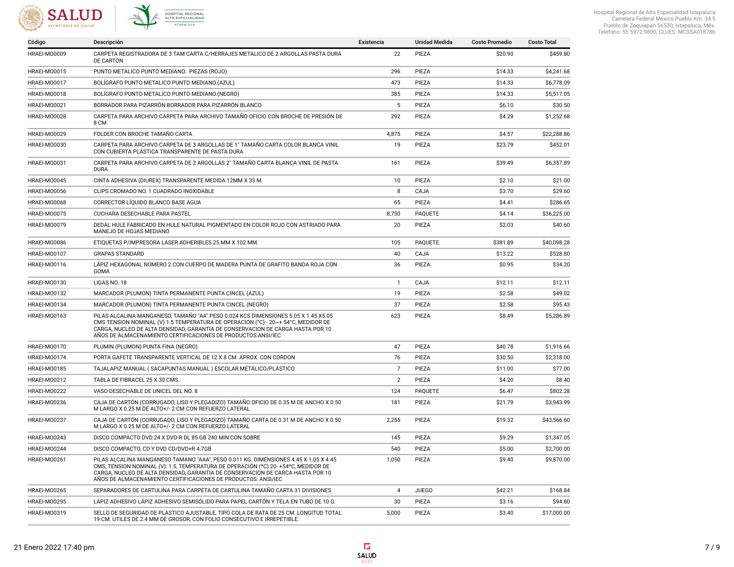| Código | Descripción | Existencia | Unidad Medida | Costo Promedio | Costo Total |
|---|---|---|---|---|---|
| HRAEI-MO0009 | CARPETA REGISTRADORA DE 3 TAM CARTA C/HERRAJES METALICO DE 2 ARGOLLAS PASTA DURA DE CARTON | 22 | PIEZA | $20.90 | $459.80 |
| HRAEI-MO0015 | PUNTO METALICO PUNTO MEDIANO. PIEZAS (ROJO) | 296 | PIEZA | $14.33 | $4,241.68 |
| HRAEI-MO0017 | BOLÍGRAFO PUNTO METALICO PUNTO MEDIANO.(AZUL) | 473 | PIEZA | $14.33 | $6,778.09 |
| HRAEI-MO0018 | BOLÍGRAFO PUNTO METALICO PUNTO MEDIANO.(NEGRO) | 385 | PIEZA | $14.33 | $5,517.05 |
| HRAEI-MO0021 | BORRADOR PARA PIZARRÓN BORRADOR PARA PIZARRÓN BLANCO | 5 | PIEZA | $6.10 | $30.50 |
| HRAEI-MO0028 | CARPETA PARA ARCHIVO CARPETA PARA ARCHIVO TAMAÑO OFICIO CON BROCHE DE PRESIÓN DE 8 CM. | 292 | PIEZA | $4.29 | $1,252.68 |
| HRAEI-MO0029 | FOLDER CON BROCHE TAMAÑO CARTA | 4,875 | PIEZA | $4.57 | $22,288.86 |
| HRAEI-MO0030 | CARPETA PARA ARCHIVO CARPETA DE 3 ARGOLLAS DE 1" TAMAÑO CARTA COLOR BLANCA VINIL CON CUBIERTA PLÁSTICA TRANSPARENTE DE PASTA DURA | 19 | PIEZA | $23.79 | $452.01 |
| HRAEI-MO0031 | CARPETA PARA ARCHIVO CARPETA DE 2 ARGOLLAS 2" TAMAÑO CARTA BLANCA VINIL DE PASTA DURA | 161 | PIEZA | $39.49 | $6,357.89 |
| HRAEI-MO0045 | CINTA ADHESIVA (DIUREX) TRANSPARENTE MEDIDA 12MM X 33 M | 10 | PIEZA | $2.10 | $21.00 |
| HRAEI-MO0056 | CLIPS CROMADO NO. 1 CUADRADO INOXIDABLE | 8 | CAJA | $3.70 | $29.60 |
| HRAEI-MO0068 | CORRECTOR LÍQUIDO BLANCO BASE AGUA | 65 | PIEZA | $4.41 | $286.65 |
| HRAEI-MO0075 | CUCHARA DESECHABLE PARA PASTEL | 8,750 | PAQUETE | $4.14 | $36,225.00 |
| HRAEI-MO0079 | DEDAL HULE FABRICADO EN HULE NATURAL PIGMENTADO EN COLOR ROJO CON ASTRIADO PARA MANEJO DE HOJAS MEDIANO | 20 | PIEZA | $2.03 | $40.60 |
| HRAEI-MO0086 | ETIQUETAS P/IMPRESORA LASER ADHERIBLES 25 MM X 102 MM. | 105 | PAQUETE | $381.89 | $40,098.28 |
| HRAEI-MO0107 | GRAPAS STANDARD | 40 | CAJA | $13.22 | $528.80 |
| HRAEI-MO0116 | LÁPIZ HEXAGONAL NÚMERO 2 CON CUERPO DE MADERA PUNTA DE GRAFITO BANDA ROJA CON GOMA | 36 | PIEZA | $0.95 | $34.20 |
| HRAEI-MO0130 | LIGAS NO. 18 | 1 | CAJA | $12.11 | $12.11 |
| HRAEI-MO0132 | MARCADOR (PLUMON) TINTA PERMANENTE PUNTA CINCEL (AZUL) | 19 | PIEZA | $2.58 | $49.02 |
| HRAEI-MO0134 | MARCADOR (PLUMON) TINTA PERMANENTE PUNTA CINCEL (NEGRO) | 37 | PIEZA | $2.58 | $95.43 |
| HRAEI-MO0163 | PILAS ALCALINA MANGANESO, TAMAÑO "AA" PESO 0.024 KCS DIMENSIONES 5.05 X 1.45 X5.05 CMS TENSION NOMINAL (V) 1.5 TEMPERATURA DE OPERACION (°C):- 20~+ 54°C, MEDIDOR DE CARGA, NUCLEO DE ALTA DENSIDAD, GARANTIA DE CONSERVACION DE CARGA HASTA POR 10 AÑOS DE ALMACENAMIENTO.CERTIFICACIONES DE PRODUCTOS:ANSI/IEC | 623 | PIEZA | $8.49 | $5,286.89 |
| HRAEI-MO0170 | PLUMIN (PLUMON) PUNTA FINA (NEGRO) | 47 | PIEZA | $40.78 | $1,916.66 |
| HRAEI-MO0174 | PORTA GAFETE TRANSPARENTE VERTICAL DE 12 X 8 CM. APROX. CON CORDON | 76 | PIEZA | $30.50 | $2,318.00 |
| HRAEI-MO0185 | TAJALAPIZ MANUAL ( SACAPUNTAS MANUAL ) ESCOLAR METÁLICO/PLÁSTICO | 7 | PIEZA | $11.00 | $77.00 |
| HRAEI-MO0212 | TABLA DE FIBRACEL 25 X 30 CMS. | 2 | PIEZA | $4.20 | $8.40 |
| HRAEI-MO0222 | VASO DESECHABLE DE UNICEL DEL NO. 8 | 124 | PAQUETE | $6.47 | $802.28 |
| HRAEI-MO0236 | CAJA DE CARTÓN (CORRUGADO, LISO Y PLEGADIZO) TAMAÑO OFICIO DE 0.35 M DE ANCHO X 0.50 M LARGO X 0.25 M DE ALTO+/- 2 CM CON REFUERZO LATERAL | 181 | PIEZA | $21.79 | $3,943.99 |
| HRAEI-MO0237 | CAJA DE CARTÓN (CORRUGADO, LISO Y PLEGADIZO) TAMAÑO CARTA DE 0.31 M DE ANCHO X 0.50 M LARGO X 0.25 M DE ALTO+/- 2 CM CON REFUERZO LATERAL | 2,255 | PIEZA | $19.32 | $43,566.60 |
| HRAEI-MO0243 | DISCO COMPACTO DVD 24 X DVD-R DL 85 GB 240 MIN CON SOBRE | 145 | PIEZA | $9.29 | $1,347.05 |
| HRAEI-MO0244 | DISCO COMPACTO, CD Y DVD CD/DVD+R 4.7GB | 540 | PIEZA | $5.00 | $2,700.00 |
| HRAEI-MO0261 | PILAS ALCALINA MANGANESO TAMANO "AAA", PESO 0.011 KG. DIMENSIONES 4.45 X 1.05 X 4.45 CMS, TENSION NOMINAL (V): 1.5, TEMPERATURA DE OPERACIÓN (ºC):20- +54ºC, MEDIDOR DE CARGA, NUCLEO DE ALTA DENSIDAD, GARANTIA DE CONSERVACION DE CARCA HASTA POR 10 AÑOS DE ALMACENAMIENTO CERTIFICACIONES DE PRODUCTOS: ANSI/IEC | 1,050 | PIEZA | $9.40 | $9,870.00 |
| HRAEI-MO0265 | SEPARADORES DE CARTULINA PARA CARPETA DE CARTULINA TAMAÑO CARTA 31 DIVISIONES | 4 | JUEGO | $42.21 | $168.84 |
| HRAEI-MO0295 | LAPIZ ADHESIVO LÁPIZ ADHESIVO SEMISÓLIDO PARA PAPEL CARTÓN Y TELA EN TUBO DE 10 G. | 30 | PIEZA | $3.16 | $94.80 |
| HRAEI-MO0319 | SELLO DE SEGURIDAD DE PLASTICO AJUSTABLE, TIPO COLA DE RATA DE 25 CM. LONGITUD TOTAL 19 CM. UTILES DE 2.4 MM DE GROSOR, CON FOLIO CONSECUTIVO E IRREPETIBLE. | 5,000 | PIEZA | $3.40 | $17,000.00 |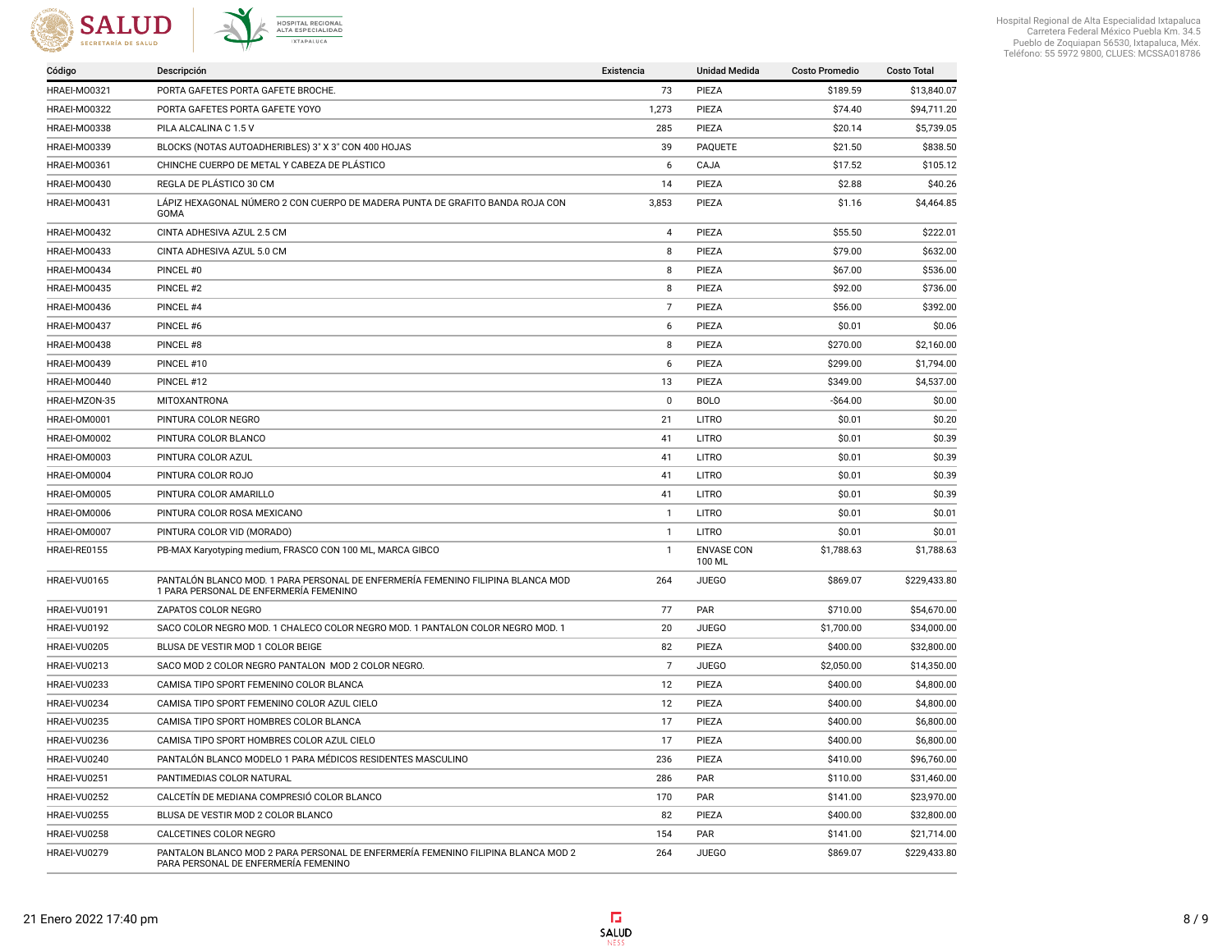| Código | Descripción | Existencia | Unidad Medida | Costo Promedio | Costo Total |
|---|---|---|---|---|---|
| HRAEI-MO0321 | PORTA GAFETES PORTA GAFETE BROCHE. | 73 | PIEZA | $189.59 | $13,840.07 |
| HRAEI-MO0322 | PORTA GAFETES PORTA GAFETE YOYO | 1,273 | PIEZA | $74.40 | $94,711.20 |
| HRAEI-MO0338 | PILA ALCALINA C 1.5 V | 285 | PIEZA | $20.14 | $5,739.05 |
| HRAEI-MO0339 | BLOCKS (NOTAS AUTOADHERIBLES) 3" X 3" CON 400 HOJAS | 39 | PAQUETE | $21.50 | $838.50 |
| HRAEI-MO0361 | CHINCHE CUERPO DE METAL Y CABEZA DE PLÁSTICO | 6 | CAJA | $17.52 | $105.12 |
| HRAEI-MO0430 | REGLA DE PLÁSTICO 30 CM | 14 | PIEZA | $2.88 | $40.26 |
| HRAEI-MO0431 | LÁPIZ HEXAGONAL NÚMERO 2 CON CUERPO DE MADERA PUNTA DE GRAFITO BANDA ROJA CON GOMA | 3,853 | PIEZA | $1.16 | $4,464.85 |
| HRAEI-MO0432 | CINTA ADHESIVA AZUL 2.5 CM | 4 | PIEZA | $55.50 | $222.01 |
| HRAEI-MO0433 | CINTA ADHESIVA AZUL 5.0 CM | 8 | PIEZA | $79.00 | $632.00 |
| HRAEI-MO0434 | PINCEL #0 | 8 | PIEZA | $67.00 | $536.00 |
| HRAEI-MO0435 | PINCEL #2 | 8 | PIEZA | $92.00 | $736.00 |
| HRAEI-MO0436 | PINCEL #4 | 7 | PIEZA | $56.00 | $392.00 |
| HRAEI-MO0437 | PINCEL #6 | 6 | PIEZA | $0.01 | $0.06 |
| HRAEI-MO0438 | PINCEL #8 | 8 | PIEZA | $270.00 | $2,160.00 |
| HRAEI-MO0439 | PINCEL #10 | 6 | PIEZA | $299.00 | $1,794.00 |
| HRAEI-MO0440 | PINCEL #12 | 13 | PIEZA | $349.00 | $4,537.00 |
| HRAEI-MZON-35 | MITOXANTRONA | 0 | BOLO | -$64.00 | $0.00 |
| HRAEI-OM0001 | PINTURA COLOR NEGRO | 21 | LITRO | $0.01 | $0.20 |
| HRAEI-OM0002 | PINTURA COLOR BLANCO | 41 | LITRO | $0.01 | $0.39 |
| HRAEI-OM0003 | PINTURA COLOR AZUL | 41 | LITRO | $0.01 | $0.39 |
| HRAEI-OM0004 | PINTURA COLOR ROJO | 41 | LITRO | $0.01 | $0.39 |
| HRAEI-OM0005 | PINTURA COLOR AMARILLO | 41 | LITRO | $0.01 | $0.39 |
| HRAEI-OM0006 | PINTURA COLOR ROSA MEXICANO | 1 | LITRO | $0.01 | $0.01 |
| HRAEI-OM0007 | PINTURA COLOR VID (MORADO) | 1 | LITRO | $0.01 | $0.01 |
| HRAEI-RE0155 | PB-MAX Karyotyping medium, FRASCO CON 100 ML, MARCA GIBCO | 1 | ENVASE CON 100 ML | $1,788.63 | $1,788.63 |
| HRAEI-VU0165 | PANTALÓN BLANCO MOD. 1 PARA PERSONAL DE ENFERMERÍA FEMENINO FILIPINA BLANCA MOD 1 PARA PERSONAL DE ENFERMERÍA FEMENINO | 264 | JUEGO | $869.07 | $229,433.80 |
| HRAEI-VU0191 | ZAPATOS COLOR NEGRO | 77 | PAR | $710.00 | $54,670.00 |
| HRAEI-VU0192 | SACO COLOR NEGRO MOD. 1 CHALECO COLOR NEGRO MOD. 1 PANTALON COLOR NEGRO MOD. 1 | 20 | JUEGO | $1,700.00 | $34,000.00 |
| HRAEI-VU0205 | BLUSA DE VESTIR MOD 1 COLOR BEIGE | 82 | PIEZA | $400.00 | $32,800.00 |
| HRAEI-VU0213 | SACO MOD 2 COLOR NEGRO PANTALON MOD 2 COLOR NEGRO. | 7 | JUEGO | $2,050.00 | $14,350.00 |
| HRAEI-VU0233 | CAMISA TIPO SPORT FEMENINO COLOR BLANCA | 12 | PIEZA | $400.00 | $4,800.00 |
| HRAEI-VU0234 | CAMISA TIPO SPORT FEMENINO COLOR AZUL CIELO | 12 | PIEZA | $400.00 | $4,800.00 |
| HRAEI-VU0235 | CAMISA TIPO SPORT HOMBRES COLOR BLANCA | 17 | PIEZA | $400.00 | $6,800.00 |
| HRAEI-VU0236 | CAMISA TIPO SPORT HOMBRES COLOR AZUL CIELO | 17 | PIEZA | $400.00 | $6,800.00 |
| HRAEI-VU0240 | PANTALÓN BLANCO MODELO 1 PARA MÉDICOS RESIDENTES MASCULINO | 236 | PIEZA | $410.00 | $96,760.00 |
| HRAEI-VU0251 | PANTIMEDIAS COLOR NATURAL | 286 | PAR | $110.00 | $31,460.00 |
| HRAEI-VU0252 | CALCETÍN DE MEDIANA COMPRESIÓ COLOR BLANCO | 170 | PAR | $141.00 | $23,970.00 |
| HRAEI-VU0255 | BLUSA DE VESTIR MOD 2 COLOR BLANCO | 82 | PIEZA | $400.00 | $32,800.00 |
| HRAEI-VU0258 | CALCETINES COLOR NEGRO | 154 | PAR | $141.00 | $21,714.00 |
| HRAEI-VU0279 | PANTALON BLANCO MOD 2 PARA PERSONAL DE ENFERMERÍA FEMENINO FILIPINA BLANCA MOD 2 PARA PERSONAL DE ENFERMERÍA FEMENINO | 264 | JUEGO | $869.07 | $229,433.80 |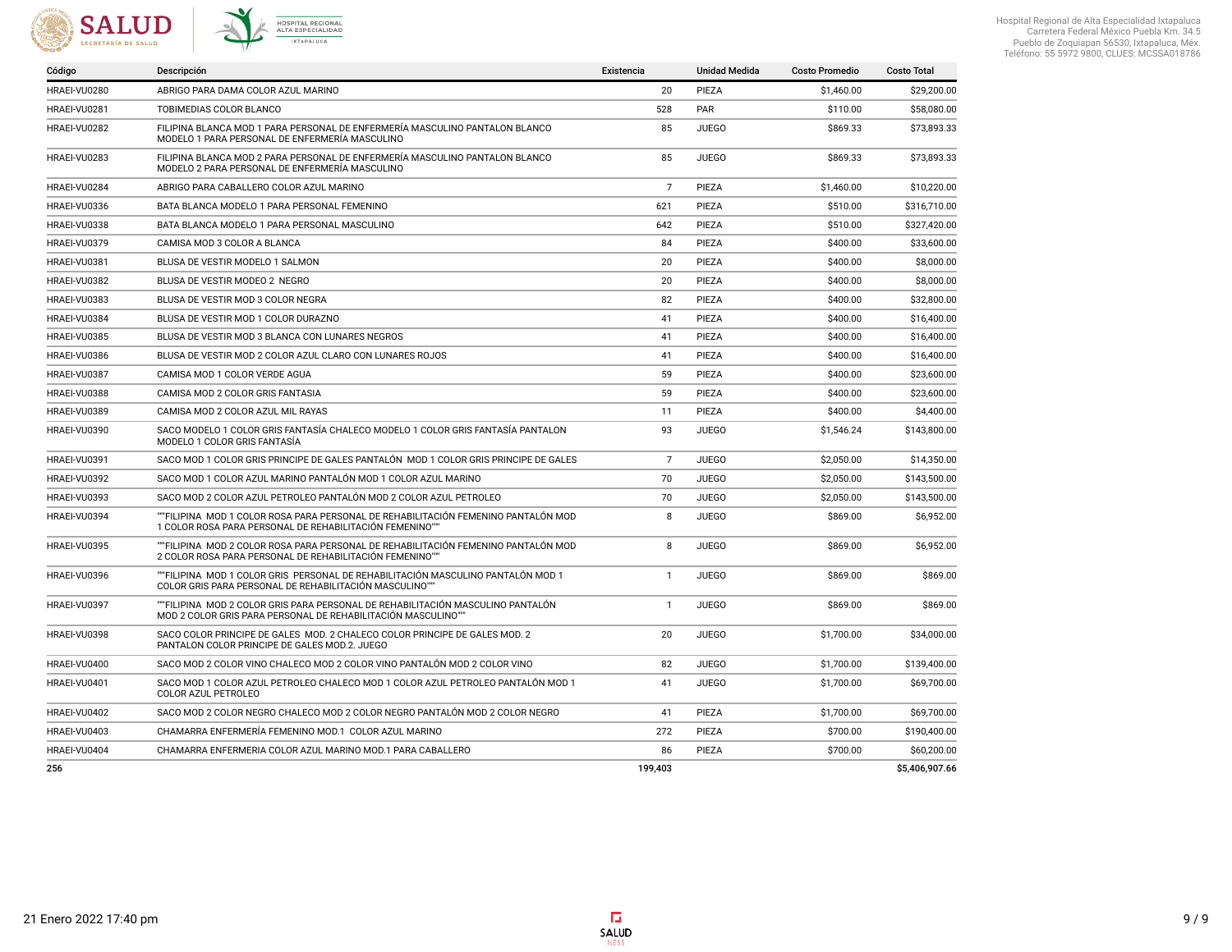| Código | Descripción | Existencia | Unidad Medida | Costo Promedio | Costo Total |
|---|---|---|---|---|---|
| HRAEI-VU0280 | ABRIGO PARA DAMA COLOR AZUL MARINO | 20 | PIEZA | $1,460.00 | $29,200.00 |
| HRAEI-VU0281 | TOBIMEDIAS COLOR BLANCO | 528 | PAR | $110.00 | $58,080.00 |
| HRAEI-VU0282 | FILIPINA BLANCA MOD 1 PARA PERSONAL DE ENFERMERÍA MASCULINO PANTALON BLANCO MODELO 1 PARA PERSONAL DE ENFERMERÍA MASCULINO | 85 | JUEGO | $869.33 | $73,893.33 |
| HRAEI-VU0283 | FILIPINA BLANCA MOD 2 PARA PERSONAL DE ENFERMERÍA MASCULINO PANTALON BLANCO MODELO 2 PARA PERSONAL DE ENFERMERÍA MASCULINO | 85 | JUEGO | $869.33 | $73,893.33 |
| HRAEI-VU0284 | ABRIGO PARA CABALLERO COLOR AZUL MARINO | 7 | PIEZA | $1,460.00 | $10,220.00 |
| HRAEI-VU0336 | BATA BLANCA MODELO 1 PARA PERSONAL FEMENINO | 621 | PIEZA | $510.00 | $316,710.00 |
| HRAEI-VU0338 | BATA BLANCA MODELO 1 PARA PERSONAL MASCULINO | 642 | PIEZA | $510.00 | $327,420.00 |
| HRAEI-VU0379 | CAMISA MOD 3 COLOR A BLANCA | 84 | PIEZA | $400.00 | $33,600.00 |
| HRAEI-VU0381 | BLUSA DE VESTIR MODELO 1 SALMON | 20 | PIEZA | $400.00 | $8,000.00 |
| HRAEI-VU0382 | BLUSA DE VESTIR MODEO 2 NEGRO | 20 | PIEZA | $400.00 | $8,000.00 |
| HRAEI-VU0383 | BLUSA DE VESTIR MOD 3 COLOR NEGRA | 82 | PIEZA | $400.00 | $32,800.00 |
| HRAEI-VU0384 | BLUSA DE VESTIR MOD 1 COLOR DURAZNO | 41 | PIEZA | $400.00 | $16,400.00 |
| HRAEI-VU0385 | BLUSA DE VESTIR MOD 3 BLANCA CON LUNARES NEGROS | 41 | PIEZA | $400.00 | $16,400.00 |
| HRAEI-VU0386 | BLUSA DE VESTIR MOD 2 COLOR AZUL CLARO CON LUNARES ROJOS | 41 | PIEZA | $400.00 | $16,400.00 |
| HRAEI-VU0387 | CAMISA MOD 1 COLOR VERDE AGUA | 59 | PIEZA | $400.00 | $23,600.00 |
| HRAEI-VU0388 | CAMISA MOD 2 COLOR GRIS FANTASIA | 59 | PIEZA | $400.00 | $23,600.00 |
| HRAEI-VU0389 | CAMISA MOD 2 COLOR AZUL MIL RAYAS | 11 | PIEZA | $400.00 | $4,400.00 |
| HRAEI-VU0390 | SACO MODELO 1 COLOR GRIS FANTASÍA CHALECO MODELO 1 COLOR GRIS FANTASÍA PANTALON MODELO 1 COLOR GRIS FANTASÍA | 93 | JUEGO | $1,546.24 | $143,800.00 |
| HRAEI-VU0391 | SACO MOD 1 COLOR GRIS PRINCIPE DE GALES PANTALÓN MOD 1 COLOR GRIS PRINCIPE DE GALES | 7 | JUEGO | $2,050.00 | $14,350.00 |
| HRAEI-VU0392 | SACO MOD 1 COLOR AZUL MARINO PANTALÓN MOD 1 COLOR AZUL MARINO | 70 | JUEGO | $2,050.00 | $143,500.00 |
| HRAEI-VU0393 | SACO MOD 2 COLOR AZUL PETROLEO PANTALÓN MOD 2 COLOR AZUL PETROLEO | 70 | JUEGO | $2,050.00 | $143,500.00 |
| HRAEI-VU0394 | ""FILIPINA MOD 1 COLOR ROSA PARA PERSONAL DE REHABILITACIÓN FEMENINO PANTALÓN MOD 1 COLOR ROSA PARA PERSONAL DE REHABILITACIÓN FEMENINO"" | 8 | JUEGO | $869.00 | $6,952.00 |
| HRAEI-VU0395 | ""FILIPINA MOD 2 COLOR ROSA PARA PERSONAL DE REHABILITACIÓN FEMENINO PANTALÓN MOD 2 COLOR ROSA PARA PERSONAL DE REHABILITACIÓN FEMENINO"" | 8 | JUEGO | $869.00 | $6,952.00 |
| HRAEI-VU0396 | ""FILIPINA MOD 1 COLOR GRIS PERSONAL DE REHABILITACIÓN MASCULINO PANTALÓN MOD 1 COLOR GRIS PARA PERSONAL DE REHABILITACIÓN MASCULINO"" | 1 | JUEGO | $869.00 | $869.00 |
| HRAEI-VU0397 | ""FILIPINA MOD 2 COLOR GRIS PARA PERSONAL DE REHABILITACIÓN MASCULINO PANTALÓN MOD 2 COLOR GRIS PARA PERSONAL DE REHABILITACIÓN MASCULINO"" | 1 | JUEGO | $869.00 | $869.00 |
| HRAEI-VU0398 | SACO COLOR PRINCIPE DE GALES MOD. 2 CHALECO COLOR PRINCIPE DE GALES MOD. 2 PANTALON COLOR PRINCIPE DE GALES MOD.2. JUEGO | 20 | JUEGO | $1,700.00 | $34,000.00 |
| HRAEI-VU0400 | SACO MOD 2 COLOR VINO CHALECO MOD 2 COLOR VINO PANTALÓN MOD 2 COLOR VINO | 82 | JUEGO | $1,700.00 | $139,400.00 |
| HRAEI-VU0401 | SACO MOD 1 COLOR AZUL PETROLEO CHALECO MOD 1 COLOR AZUL PETROLEO PANTALÓN MOD 1 COLOR AZUL PETROLEO | 41 | JUEGO | $1,700.00 | $69,700.00 |
| HRAEI-VU0402 | SACO MOD 2 COLOR NEGRO CHALECO MOD 2 COLOR NEGRO PANTALÓN MOD 2 COLOR NEGRO | 41 | PIEZA | $1,700.00 | $69,700.00 |
| HRAEI-VU0403 | CHAMARRA ENFERMERÍA FEMENINO MOD.1 COLOR AZUL MARINO | 272 | PIEZA | $700.00 | $190,400.00 |
| HRAEI-VU0404 | CHAMARRA ENFERMERIA COLOR AZUL MARINO MOD.1 PARA CABALLERO | 86 | PIEZA | $700.00 | $60,200.00 |
| **256** | | **199,403** | | | **$5,406,907.66** |

21 Enero 2022 17:40 pm